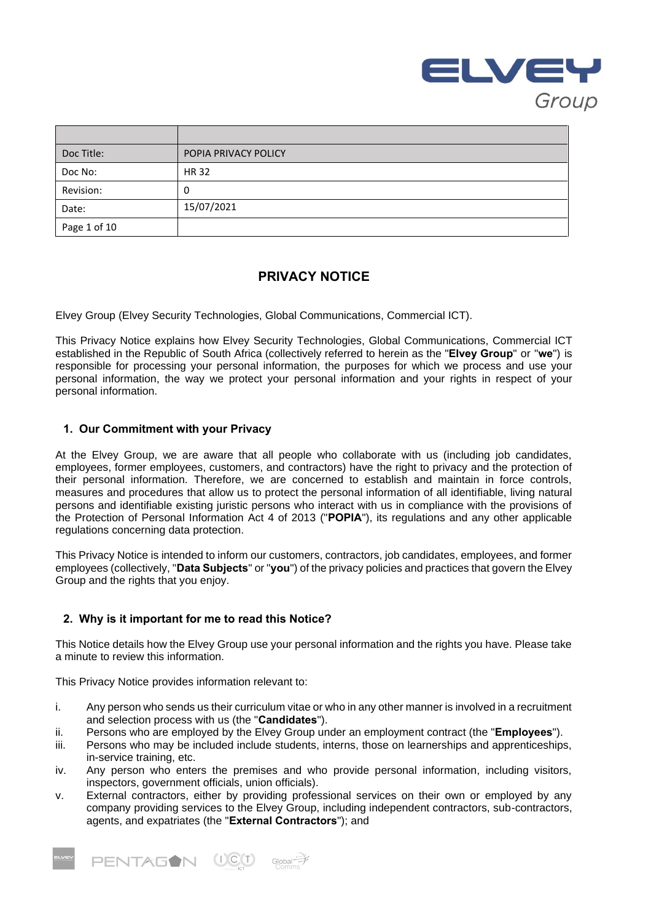| | |
|---|---|
| Doc Title: | POPIA PRIVACY POLICY |
| Doc No: | HR 32 |
| Revision: | 0 |
| Date: | 15/07/2021 |

# PRIVACY NOTICE

Elvey Group (Elvey Security Technologies, Global Communications, Commercial ICT).

This Privacy Notice explains how Elvey Security Technologies, Global Communications, Commercial ICT established in the Republic of South Africa (collectively referred to herein as the "**Elvey Group**" or "**we**") is responsible for processing your personal information, the purposes for which we process and use your personal information, the way we protect your personal information and your rights in respect of your personal information.

## 1. Our Commitment with your Privacy

At the Elvey Group, we are aware that all people who collaborate with us (including job candidates, employees, former employees, customers, and contractors) have the right to privacy and the protection of their personal information. Therefore, we are concerned to establish and maintain in force controls, measures and procedures that allow us to protect the personal information of all identifiable, living natural persons and identifiable existing juristic persons who interact with us in compliance with the provisions of the Protection of Personal Information Act 4 of 2013 ("**POPIA**"), its regulations and any other applicable regulations concerning data protection.

This Privacy Notice is intended to inform our customers, contractors, job candidates, employees, and former employees (collectively, "**Data Subjects**" or "**you**") of the privacy policies and practices that govern the Elvey Group and the rights that you enjoy.

## 2. Why is it important for me to read this Notice?

This Notice details how the Elvey Group use your personal information and the rights you have. Please take a minute to review this information.

This Privacy Notice provides information relevant to:

i. Any person who sends us their curriculum vitae or who in any other manner is involved in a recruitment and selection process with us (the "**Candidates**").
ii. Persons who are employed by the Elvey Group under an employment contract (the "**Employees**").
iii. Persons who may be included include students, interns, those on learnerships and apprenticeships, in-service training, etc.
iv. Any person who enters the premises and who provide personal information, including visitors, inspectors, government officials, union officials).
v. External contractors, either by providing professional services on their own or employed by any company providing services to the Elvey Group, including independent contractors, sub-contractors, agents, and expatriates (the "**External Contractors**"); and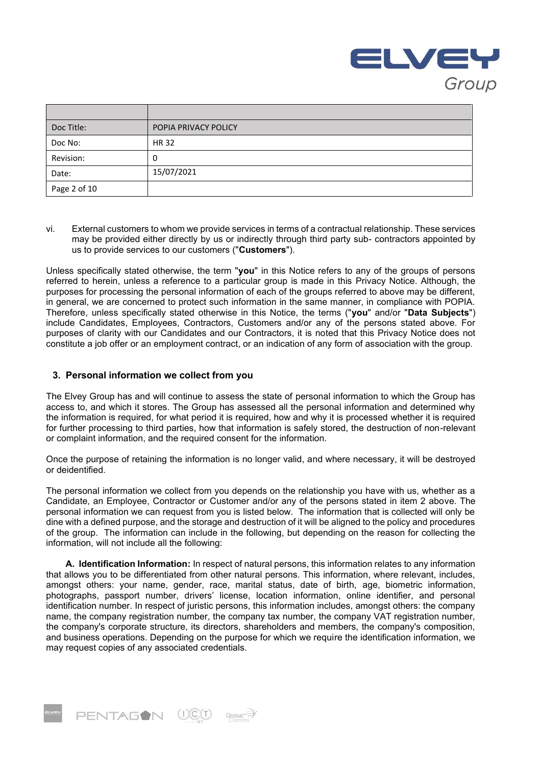vi. External customers to whom we provide services in terms of a contractual relationship. These services may be provided either directly by us or indirectly through third party sub- contractors appointed by us to provide services to our customers ("**Customers**").

Unless specifically stated otherwise, the term "**you**" in this Notice refers to any of the groups of persons referred to herein, unless a reference to a particular group is made in this Privacy Notice. Although, the purposes for processing the personal information of each of the groups referred to above may be different, in general, we are concerned to protect such information in the same manner, in compliance with POPIA. Therefore, unless specifically stated otherwise in this Notice, the terms ("**you**" and/or "**Data Subjects**") include Candidates, Employees, Contractors, Customers and/or any of the persons stated above. For purposes of clarity with our Candidates and our Contractors, it is noted that this Privacy Notice does not constitute a job offer or an employment contract, or an indication of any form of association with the group.

## 3. Personal information we collect from you

The Elvey Group has and will continue to assess the state of personal information to which the Group has access to, and which it stores. The Group has assessed all the personal information and determined why the information is required, for what period it is required, how and why it is processed whether it is required for further processing to third parties, how that information is safely stored, the destruction of non-relevant or complaint information, and the required consent for the information.

Once the purpose of retaining the information is no longer valid, and where necessary, it will be destroyed or deidentified.

The personal information we collect from you depends on the relationship you have with us, whether as a Candidate, an Employee, Contractor or Customer and/or any of the persons stated in item 2 above. The personal information we can request from you is listed below. The information that is collected will only be dine with a defined purpose, and the storage and destruction of it will be aligned to the policy and procedures of the group. The information can include in the following, but depending on the reason for collecting the information, will not include all the following:

**A. Identification Information:** In respect of natural persons, this information relates to any information that allows you to be differentiated from other natural persons. This information, where relevant, includes, amongst others: your name, gender, race, marital status, date of birth, age, biometric information, photographs, passport number, drivers' license, location information, online identifier, and personal identification number. In respect of juristic persons, this information includes, amongst others: the company name, the company registration number, the company tax number, the company VAT registration number, the company's corporate structure, its directors, shareholders and members, the company's composition, and business operations. Depending on the purpose for which we require the identification information, we may request copies of any associated credentials.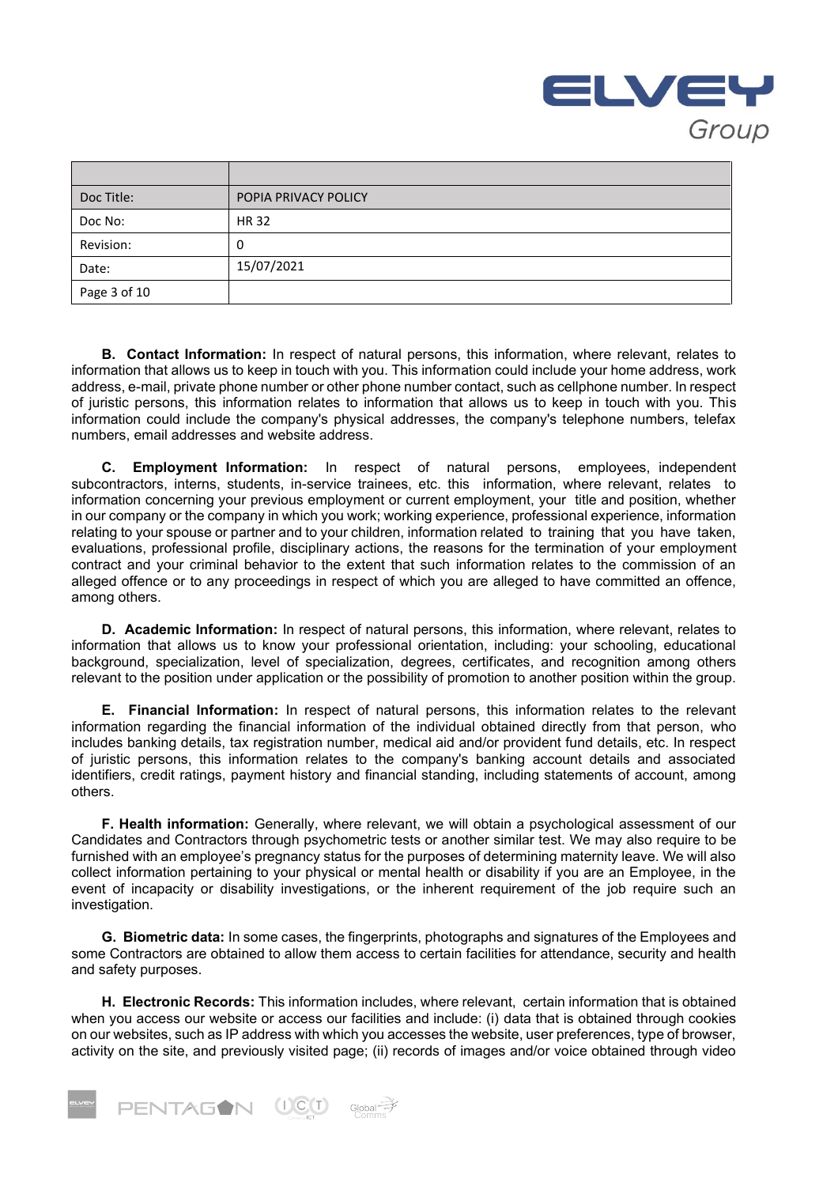| | |
|---|---|
| Doc Title: | POPIA PRIVACY POLICY |
| Doc No: | HR 32 |
| Revision: | 0 |
| Date: | 15/07/2021 |

**B. Contact Information:** In respect of natural persons, this information, where relevant, relates to information that allows us to keep in touch with you. This information could include your home address, work address, e-mail, private phone number or other phone number contact, such as cellphone number. In respect of juristic persons, this information relates to information that allows us to keep in touch with you. This information could include the company's physical addresses, the company's telephone numbers, telefax numbers, email addresses and website address.

**C. Employment Information:** In respect of natural persons, employees, independent subcontractors, interns, students, in-service trainees, etc. this information, where relevant, relates to information concerning your previous employment or current employment, your title and position, whether in our company or the company in which you work; working experience, professional experience, information relating to your spouse or partner and to your children, information related to training that you have taken, evaluations, professional profile, disciplinary actions, the reasons for the termination of your employment contract and your criminal behavior to the extent that such information relates to the commission of an alleged offence or to any proceedings in respect of which you are alleged to have committed an offence, among others.

**D. Academic Information:** In respect of natural persons, this information, where relevant, relates to information that allows us to know your professional orientation, including: your schooling, educational background, specialization, level of specialization, degrees, certificates, and recognition among others relevant to the position under application or the possibility of promotion to another position within the group.

**E. Financial Information:** In respect of natural persons, this information relates to the relevant information regarding the financial information of the individual obtained directly from that person, who includes banking details, tax registration number, medical aid and/or provident fund details, etc. In respect of juristic persons, this information relates to the company's banking account details and associated identifiers, credit ratings, payment history and financial standing, including statements of account, among others.

**F. Health information:** Generally, where relevant, we will obtain a psychological assessment of our Candidates and Contractors through psychometric tests or another similar test. We may also require to be furnished with an employee's pregnancy status for the purposes of determining maternity leave. We will also collect information pertaining to your physical or mental health or disability if you are an Employee, in the event of incapacity or disability investigations, or the inherent requirement of the job require such an investigation.

**G. Biometric data:** In some cases, the fingerprints, photographs and signatures of the Employees and some Contractors are obtained to allow them access to certain facilities for attendance, security and health and safety purposes.

**H. Electronic Records:** This information includes, where relevant, certain information that is obtained when you access our website or access our facilities and include: (i) data that is obtained through cookies on our websites, such as IP address with which you accesses the website, user preferences, type of browser, activity on the site, and previously visited page; (ii) records of images and/or voice obtained through video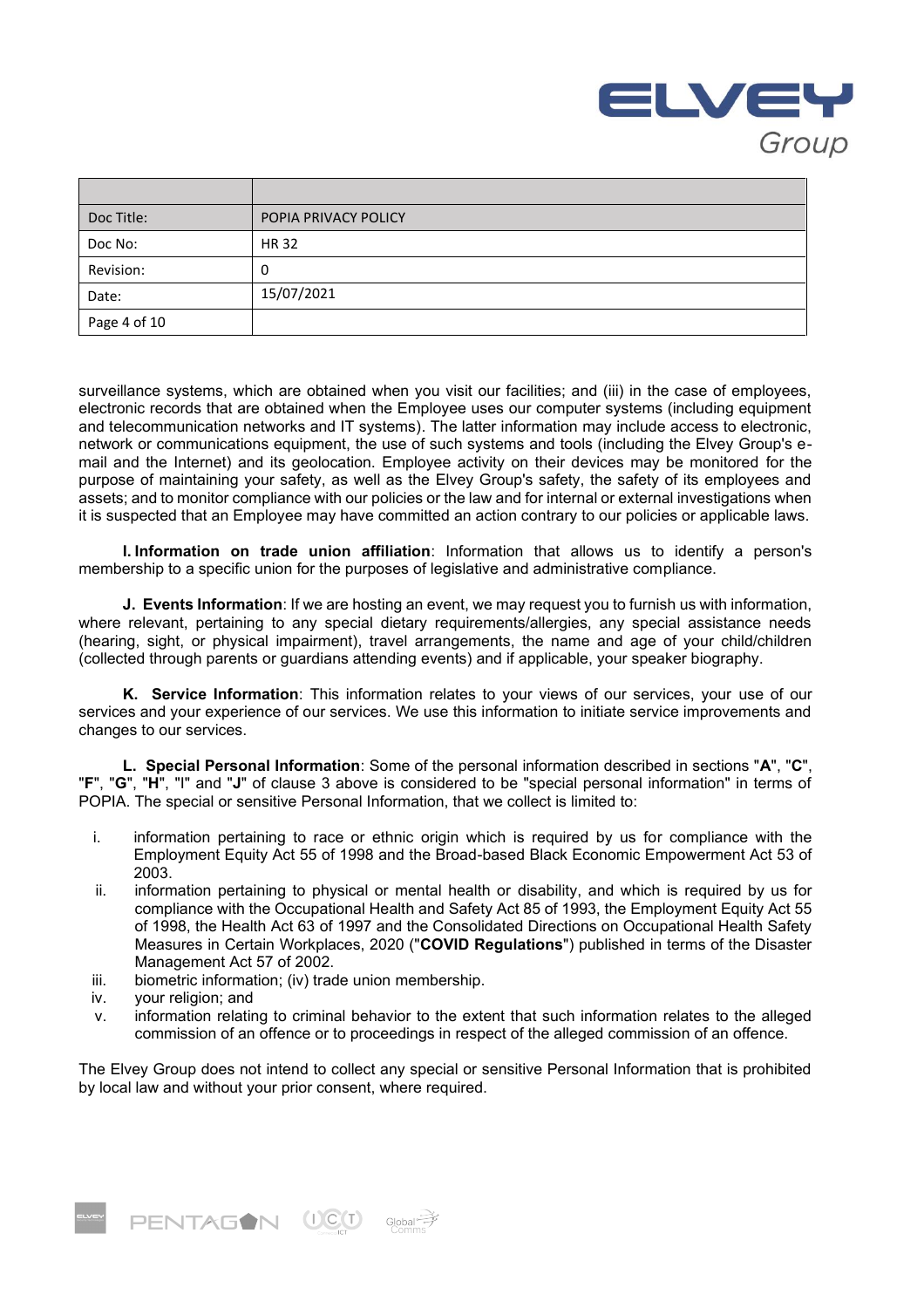surveillance systems, which are obtained when you visit our facilities; and (iii) in the case of employees, electronic records that are obtained when the Employee uses our computer systems (including equipment and telecommunication networks and IT systems). The latter information may include access to electronic, network or communications equipment, the use of such systems and tools (including the Elvey Group's e-mail and the Internet) and its geolocation. Employee activity on their devices may be monitored for the purpose of maintaining your safety, as well as the Elvey Group's safety, the safety of its employees and assets; and to monitor compliance with our policies or the law and for internal or external investigations when it is suspected that an Employee may have committed an action contrary to our policies or applicable laws.

**I. Information on trade union affiliation**: Information that allows us to identify a person's membership to a specific union for the purposes of legislative and administrative compliance.

**J. Events Information**: If we are hosting an event, we may request you to furnish us with information, where relevant, pertaining to any special dietary requirements/allergies, any special assistance needs (hearing, sight, or physical impairment), travel arrangements, the name and age of your child/children (collected through parents or guardians attending events) and if applicable, your speaker biography.

**K. Service Information**: This information relates to your views of our services, your use of our services and your experience of our services. We use this information to initiate service improvements and changes to our services.

**L. Special Personal Information**: Some of the personal information described in sections "**A**", "**C**", "**F**", "**G**", "**H**", "I" and "**J**" of clause 3 above is considered to be "special personal information" in terms of POPIA. The special or sensitive Personal Information, that we collect is limited to:

i. information pertaining to race or ethnic origin which is required by us for compliance with the Employment Equity Act 55 of 1998 and the Broad-based Black Economic Empowerment Act 53 of 2003.
ii. information pertaining to physical or mental health or disability, and which is required by us for compliance with the Occupational Health and Safety Act 85 of 1993, the Employment Equity Act 55 of 1998, the Health Act 63 of 1997 and the Consolidated Directions on Occupational Health Safety Measures in Certain Workplaces, 2020 ("**COVID Regulations**") published in terms of the Disaster Management Act 57 of 2002.
iii. biometric information; (iv) trade union membership.
iv. your religion; and
v. information relating to criminal behavior to the extent that such information relates to the alleged commission of an offence or to proceedings in respect of the alleged commission of an offence.

The Elvey Group does not intend to collect any special or sensitive Personal Information that is prohibited by local law and without your prior consent, where required.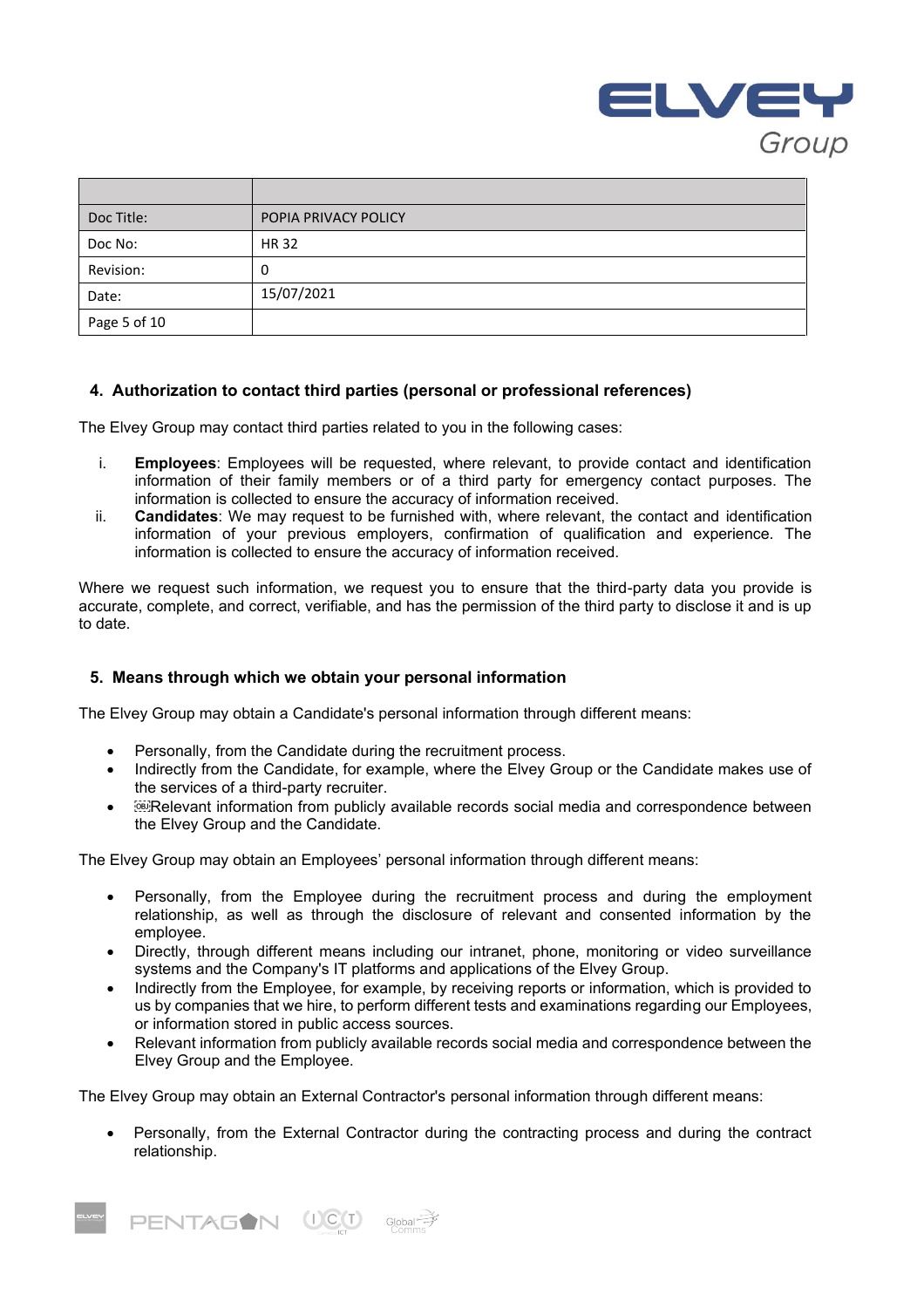| | |
|---|---|
| Doc Title: | POPIA PRIVACY POLICY |
| Doc No: | HR 32 |
| Revision: | 0 |
| Date: | 15/07/2021 |

## 4. Authorization to contact third parties (personal or professional references)

The Elvey Group may contact third parties related to you in the following cases:

i. **Employees**: Employees will be requested, where relevant, to provide contact and identification information of their family members or of a third party for emergency contact purposes. The information is collected to ensure the accuracy of information received.

ii. **Candidates**: We may request to be furnished with, where relevant, the contact and identification information of your previous employers, confirmation of qualification and experience. The information is collected to ensure the accuracy of information received.

Where we request such information, we request you to ensure that the third-party data you provide is accurate, complete, and correct, verifiable, and has the permission of the third party to disclose it and is up to date.

## 5. Means through which we obtain your personal information

The Elvey Group may obtain a Candidate's personal information through different means:

- Personally, from the Candidate during the recruitment process.
- Indirectly from the Candidate, for example, where the Elvey Group or the Candidate makes use of the services of a third-party recruiter.
- Relevant information from publicly available records social media and correspondence between the Elvey Group and the Candidate.

The Elvey Group may obtain an Employees' personal information through different means:

- Personally, from the Employee during the recruitment process and during the employment relationship, as well as through the disclosure of relevant and consented information by the employee.
- Directly, through different means including our intranet, phone, monitoring or video surveillance systems and the Company's IT platforms and applications of the Elvey Group.
- Indirectly from the Employee, for example, by receiving reports or information, which is provided to us by companies that we hire, to perform different tests and examinations regarding our Employees, or information stored in public access sources.
- Relevant information from publicly available records social media and correspondence between the Elvey Group and the Employee.

The Elvey Group may obtain an External Contractor's personal information through different means:

- Personally, from the External Contractor during the contracting process and during the contract relationship.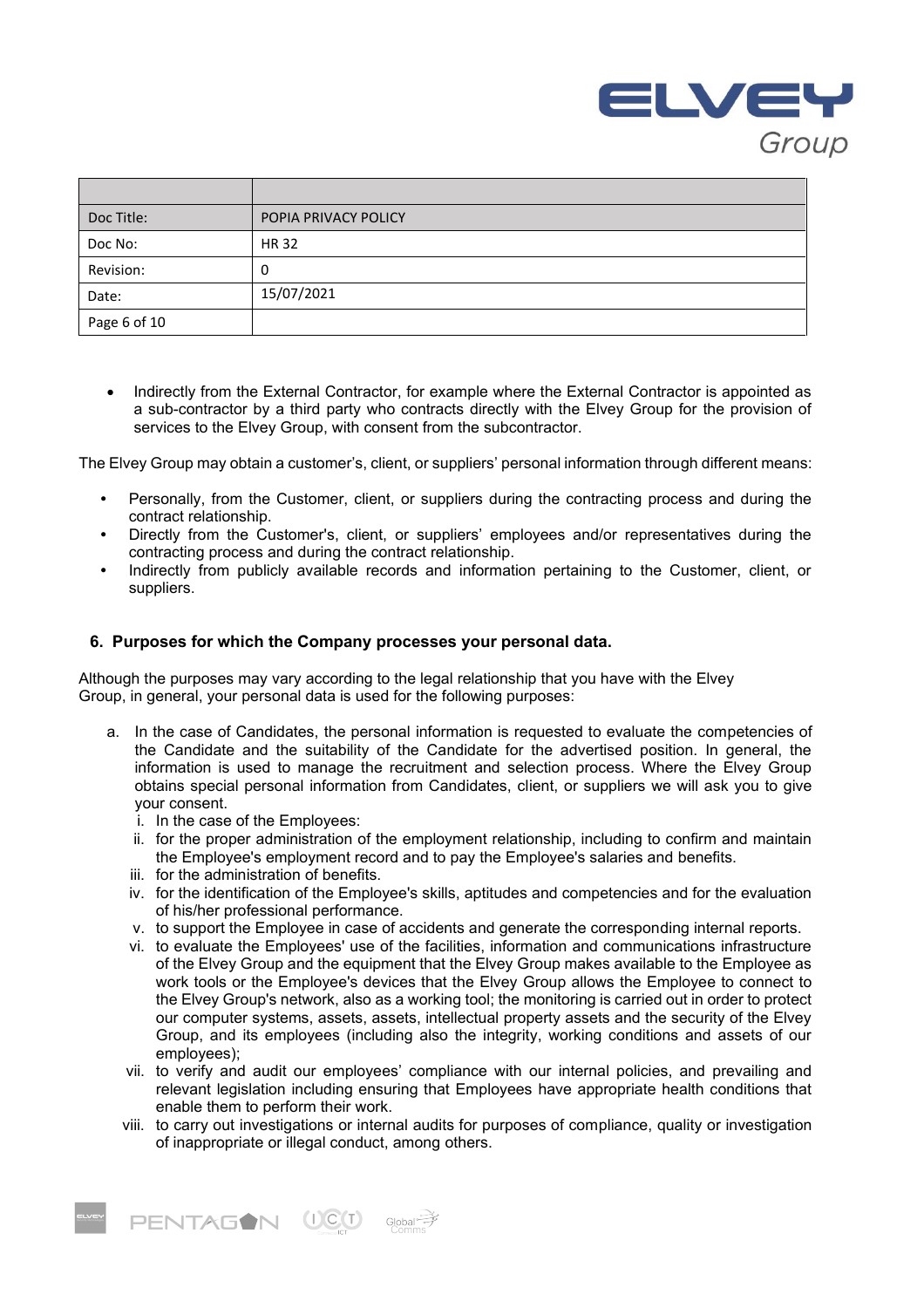| | |
|---|---|
| Doc Title: | POPIA PRIVACY POLICY |
| Doc No: | HR 32 |
| Revision: | 0 |
| Date: | 15/07/2021 |
| Page 6 of 10 | |

- Indirectly from the External Contractor, for example where the External Contractor is appointed as a sub-contractor by a third party who contracts directly with the Elvey Group for the provision of services to the Elvey Group, with consent from the subcontractor.

The Elvey Group may obtain a customer's, client, or suppliers' personal information through different means:

- Personally, from the Customer, client, or suppliers during the contracting process and during the contract relationship.
- Directly from the Customer's, client, or suppliers' employees and/or representatives during the contracting process and during the contract relationship.
- Indirectly from publicly available records and information pertaining to the Customer, client, or suppliers.

## 6. Purposes for which the Company processes your personal data.

Although the purposes may vary according to the legal relationship that you have with the Elvey Group, in general, your personal data is used for the following purposes:

a. In the case of Candidates, the personal information is requested to evaluate the competencies of the Candidate and the suitability of the Candidate for the advertised position. In general, the information is used to manage the recruitment and selection process. Where the Elvey Group obtains special personal information from Candidates, client, or suppliers we will ask you to give your consent.
   i. In the case of the Employees:
   ii. for the proper administration of the employment relationship, including to confirm and maintain the Employee's employment record and to pay the Employee's salaries and benefits.
   iii. for the administration of benefits.
   iv. for the identification of the Employee's skills, aptitudes and competencies and for the evaluation of his/her professional performance.
   v. to support the Employee in case of accidents and generate the corresponding internal reports.
   vi. to evaluate the Employees' use of the facilities, information and communications infrastructure of the Elvey Group and the equipment that the Elvey Group makes available to the Employee as work tools or the Employee's devices that the Elvey Group allows the Employee to connect to the Elvey Group's network, also as a working tool; the monitoring is carried out in order to protect our computer systems, assets, assets, intellectual property assets and the security of the Elvey Group, and its employees (including also the integrity, working conditions and assets of our employees);
   vii. to verify and audit our employees' compliance with our internal policies, and prevailing and relevant legislation including ensuring that Employees have appropriate health conditions that enable them to perform their work.
   viii. to carry out investigations or internal audits for purposes of compliance, quality or investigation of inappropriate or illegal conduct, among others.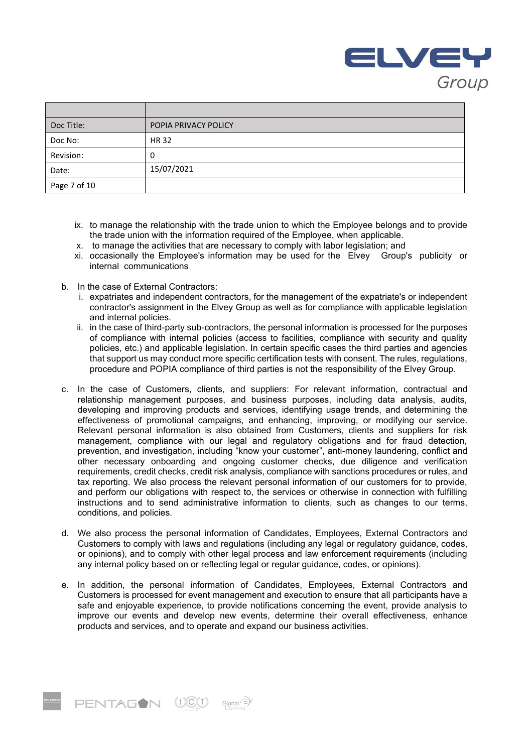| | |
|---|---|
| Doc Title: | POPIA PRIVACY POLICY |
| Doc No: | HR 32 |
| Revision: | 0 |
| Date: | 15/07/2021 |

ix. to manage the relationship with the trade union to which the Employee belongs and to provide the trade union with the information required of the Employee, when applicable.
x. to manage the activities that are necessary to comply with labor legislation; and
xi. occasionally the Employee's information may be used for the Elvey Group's publicity or internal communications

b. In the case of External Contractors:
   i. expatriates and independent contractors, for the management of the expatriate's or independent contractor's assignment in the Elvey Group as well as for compliance with applicable legislation and internal policies.
   ii. in the case of third-party sub-contractors, the personal information is processed for the purposes of compliance with internal policies (access to facilities, compliance with security and quality policies, etc.) and applicable legislation. In certain specific cases the third parties and agencies that support us may conduct more specific certification tests with consent. The rules, regulations, procedure and POPIA compliance of third parties is not the responsibility of the Elvey Group.

c. In the case of Customers, clients, and suppliers: For relevant information, contractual and relationship management purposes, and business purposes, including data analysis, audits, developing and improving products and services, identifying usage trends, and determining the effectiveness of promotional campaigns, and enhancing, improving, or modifying our service. Relevant personal information is also obtained from Customers, clients and suppliers for risk management, compliance with our legal and regulatory obligations and for fraud detection, prevention, and investigation, including "know your customer", anti-money laundering, conflict and other necessary onboarding and ongoing customer checks, due diligence and verification requirements, credit checks, credit risk analysis, compliance with sanctions procedures or rules, and tax reporting. We also process the relevant personal information of our customers for to provide, and perform our obligations with respect to, the services or otherwise in connection with fulfilling instructions and to send administrative information to clients, such as changes to our terms, conditions, and policies.

d. We also process the personal information of Candidates, Employees, External Contractors and Customers to comply with laws and regulations (including any legal or regulatory guidance, codes, or opinions), and to comply with other legal process and law enforcement requirements (including any internal policy based on or reflecting legal or regular guidance, codes, or opinions).

e. In addition, the personal information of Candidates, Employees, External Contractors and Customers is processed for event management and execution to ensure that all participants have a safe and enjoyable experience, to provide notifications concerning the event, provide analysis to improve our events and develop new events, determine their overall effectiveness, enhance products and services, and to operate and expand our business activities.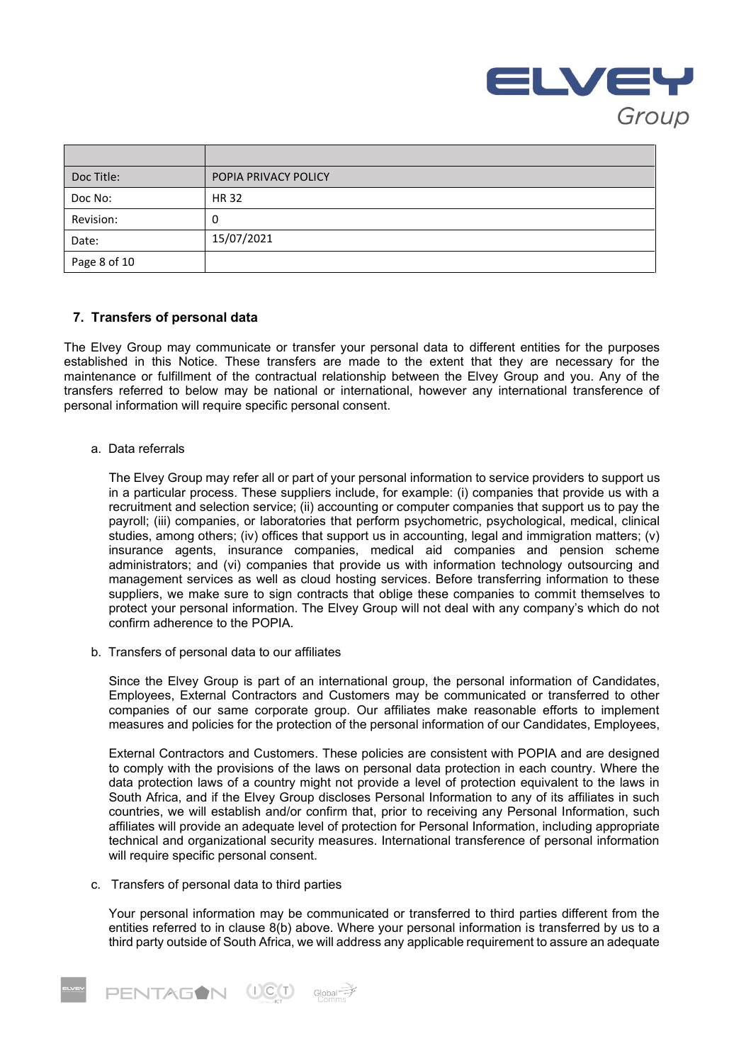|  |  |
|---|---|
| Doc Title: | POPIA PRIVACY POLICY |
| Doc No: | HR 32 |
| Revision: | 0 |
| Date: | 15/07/2021 |

## 7. Transfers of personal data

The Elvey Group may communicate or transfer your personal data to different entities for the purposes established in this Notice. These transfers are made to the extent that they are necessary for the maintenance or fulfillment of the contractual relationship between the Elvey Group and you. Any of the transfers referred to below may be national or international, however any international transference of personal information will require specific personal consent.

a. Data referrals

The Elvey Group may refer all or part of your personal information to service providers to support us in a particular process. These suppliers include, for example: (i) companies that provide us with a recruitment and selection service; (ii) accounting or computer companies that support us to pay the payroll; (iii) companies, or laboratories that perform psychometric, psychological, medical, clinical studies, among others; (iv) offices that support us in accounting, legal and immigration matters; (v) insurance agents, insurance companies, medical aid companies and pension scheme administrators; and (vi) companies that provide us with information technology outsourcing and management services as well as cloud hosting services. Before transferring information to these suppliers, we make sure to sign contracts that oblige these companies to commit themselves to protect your personal information. The Elvey Group will not deal with any company's which do not confirm adherence to the POPIA.

b. Transfers of personal data to our affiliates

Since the Elvey Group is part of an international group, the personal information of Candidates, Employees, External Contractors and Customers may be communicated or transferred to other companies of our same corporate group. Our affiliates make reasonable efforts to implement measures and policies for the protection of the personal information of our Candidates, Employees, External Contractors and Customers. These policies are consistent with POPIA and are designed to comply with the provisions of the laws on personal data protection in each country. Where the data protection laws of a country might not provide a level of protection equivalent to the laws in South Africa, and if the Elvey Group discloses Personal Information to any of its affiliates in such countries, we will establish and/or confirm that, prior to receiving any Personal Information, such affiliates will provide an adequate level of protection for Personal Information, including appropriate technical and organizational security measures. International transference of personal information will require specific personal consent.

c. Transfers of personal data to third parties

Your personal information may be communicated or transferred to third parties different from the entities referred to in clause 8(b) above. Where your personal information is transferred by us to a third party outside of South Africa, we will address any applicable requirement to assure an adequate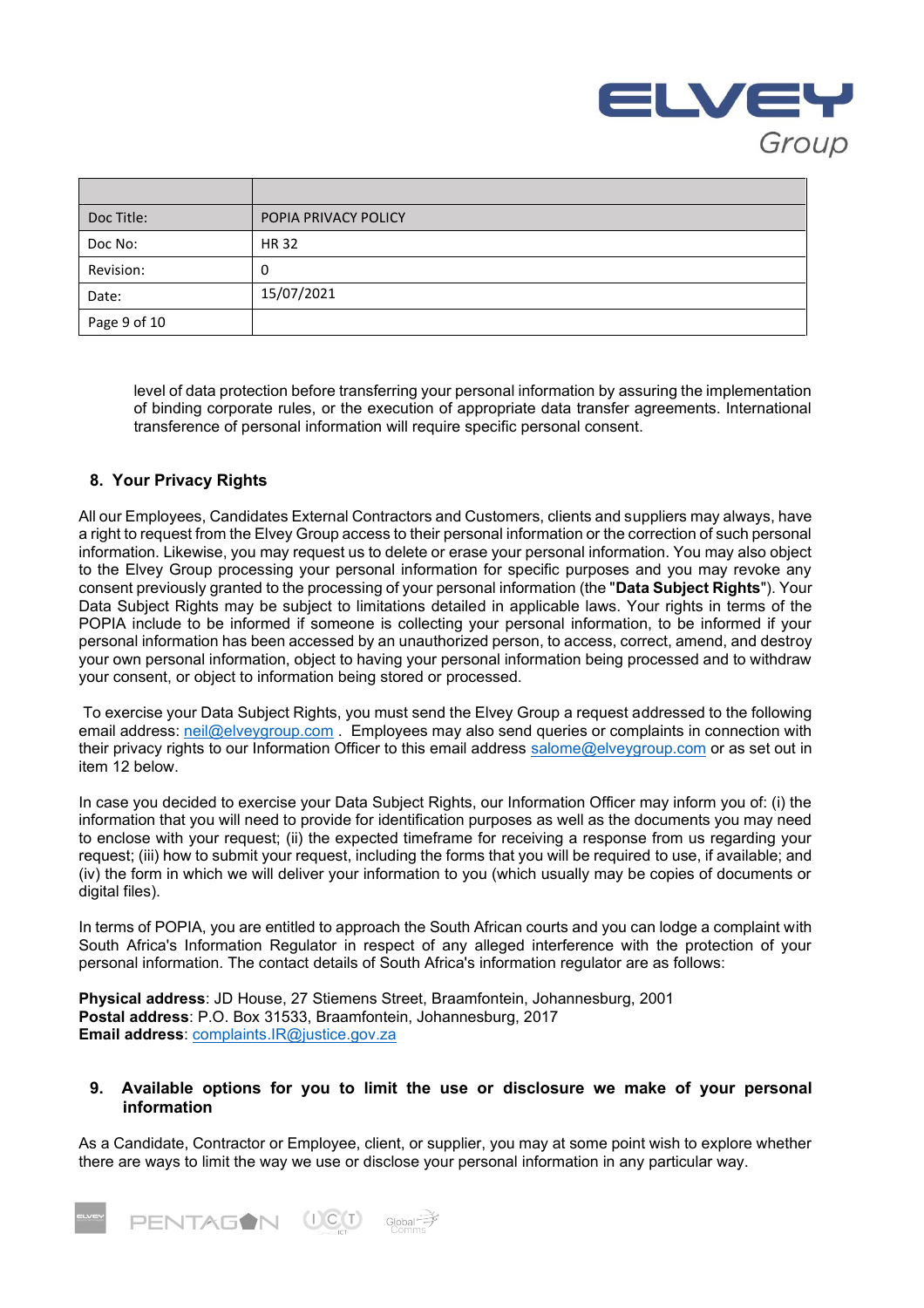level of data protection before transferring your personal information by assuring the implementation of binding corporate rules, or the execution of appropriate data transfer agreements. International transference of personal information will require specific personal consent.

## 8. Your Privacy Rights

All our Employees, Candidates External Contractors and Customers, clients and suppliers may always, have a right to request from the Elvey Group access to their personal information or the correction of such personal information. Likewise, you may request us to delete or erase your personal information. You may also object to the Elvey Group processing your personal information for specific purposes and you may revoke any consent previously granted to the processing of your personal information (the "**Data Subject Rights**"). Your Data Subject Rights may be subject to limitations detailed in applicable laws. Your rights in terms of the POPIA include to be informed if someone is collecting your personal information, to be informed if your personal information has been accessed by an unauthorized person, to access, correct, amend, and destroy your own personal information, object to having your personal information being processed and to withdraw your consent, or object to information being stored or processed.

To exercise your Data Subject Rights, you must send the Elvey Group a request addressed to the following email address: neil@elveygroup.com . Employees may also send queries or complaints in connection with their privacy rights to our Information Officer to this email address salome@elveygroup.com or as set out in item 12 below.

In case you decided to exercise your Data Subject Rights, our Information Officer may inform you of: (i) the information that you will need to provide for identification purposes as well as the documents you may need to enclose with your request; (ii) the expected timeframe for receiving a response from us regarding your request; (iii) how to submit your request, including the forms that you will be required to use, if available; and (iv) the form in which we will deliver your information to you (which usually may be copies of documents or digital files).

In terms of POPIA, you are entitled to approach the South African courts and you can lodge a complaint with South Africa's Information Regulator in respect of any alleged interference with the protection of your personal information. The contact details of South Africa's information regulator are as follows:

**Physical address**: JD House, 27 Stiemens Street, Braamfontein, Johannesburg, 2001
**Postal address**: P.O. Box 31533, Braamfontein, Johannesburg, 2017
**Email address**: complaints.IR@justice.gov.za

## 9. Available options for you to limit the use or disclosure we make of your personal information

As a Candidate, Contractor or Employee, client, or supplier, you may at some point wish to explore whether there are ways to limit the way we use or disclose your personal information in any particular way.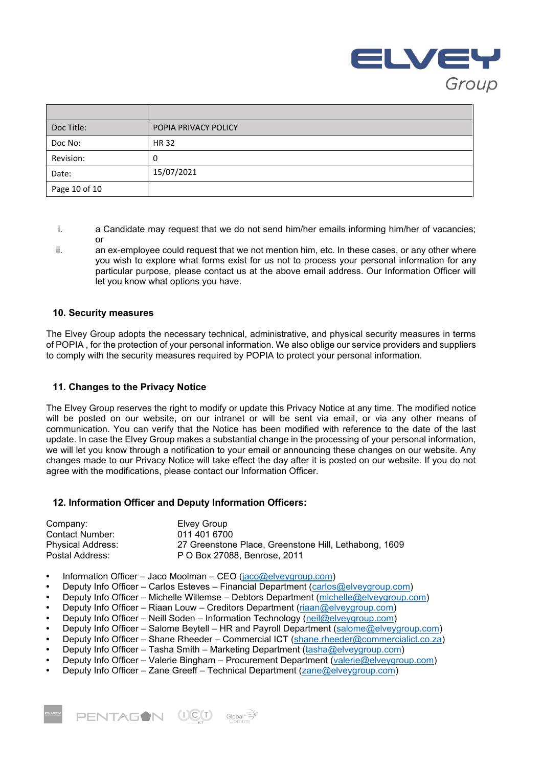i. a Candidate may request that we do not send him/her emails informing him/her of vacancies; or

ii. an ex-employee could request that we not mention him, etc. In these cases, or any other where you wish to explore what forms exist for us not to process your personal information for any particular purpose, please contact us at the above email address. Our Information Officer will let you know what options you have.

## 10. Security measures

The Elvey Group adopts the necessary technical, administrative, and physical security measures in terms of POPIA , for the protection of your personal information. We also oblige our service providers and suppliers to comply with the security measures required by POPIA to protect your personal information.

## 11. Changes to the Privacy Notice

The Elvey Group reserves the right to modify or update this Privacy Notice at any time. The modified notice will be posted on our website, on our intranet or will be sent via email, or via any other means of communication. You can verify that the Notice has been modified with reference to the date of the last update. In case the Elvey Group makes a substantial change in the processing of your personal information, we will let you know through a notification to your email or announcing these changes on our website. Any changes made to our Privacy Notice will take effect the day after it is posted on our website. If you do not agree with the modifications, please contact our Information Officer.

## 12. Information Officer and Deputy Information Officers:

| | |
|---|---|
| Company: | Elvey Group |
| Contact Number: | 011 401 6700 |
| Physical Address: | 27 Greenstone Place, Greenstone Hill, Lethabong, 1609 |
| Postal Address: | P O Box 27088, Benrose, 2011 |

- Information Officer – Jaco Moolman – CEO (jaco@elveygroup.com)
- Deputy Info Officer – Carlos Esteves – Financial Department (carlos@elveygroup.com)
- Deputy Info Officer – Michelle Willemse – Debtors Department (michelle@elveygroup.com)
- Deputy Info Officer – Riaan Louw – Creditors Department (riaan@elveygroup.com)
- Deputy Info Officer – Neill Soden – Information Technology (neil@elveygroup.com)
- Deputy Info Officer – Salome Beytell – HR and Payroll Department (salome@elveygroup.com)
- Deputy Info Officer – Shane Rheeder – Commercial ICT (shane.rheeder@commercialict.co.za)
- Deputy Info Officer – Tasha Smith – Marketing Department (tasha@elveygroup.com)
- Deputy Info Officer – Valerie Bingham – Procurement Department (valerie@elveygroup.com)
- Deputy Info Officer – Zane Greeff – Technical Department (zane@elveygroup.com)